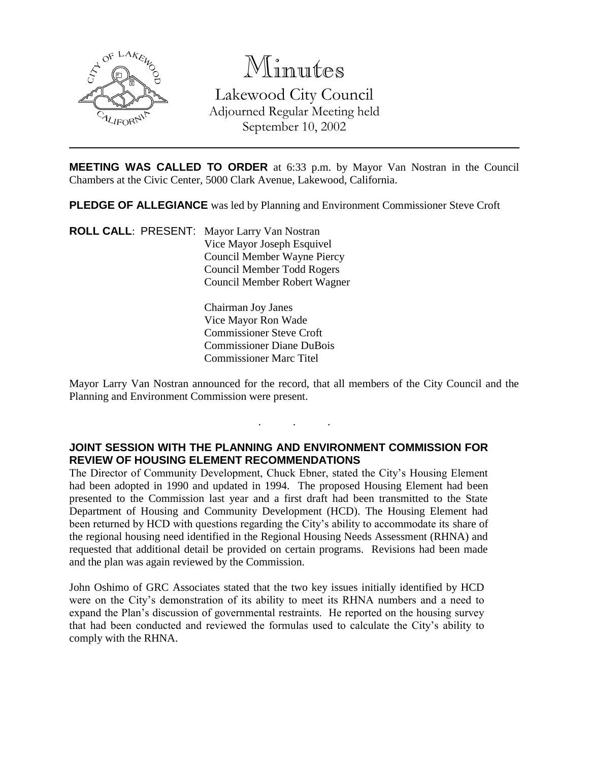# Minutes

Lakewood City Council
Adjourned Regular Meeting held
September 10, 2002

---

**MEETING WAS CALLED TO ORDER** at 6:33 p.m. by Mayor Van Nostran in the Council Chambers at the Civic Center, 5000 Clark Avenue, Lakewood, California.

**PLEDGE OF ALLEGIANCE** was led by Planning and Environment Commissioner Steve Croft

**ROLL CALL**: PRESENT: Mayor Larry Van Nostran
Vice Mayor Joseph Esquivel
Council Member Wayne Piercy
Council Member Todd Rogers
Council Member Robert Wagner

Chairman Joy Janes
Vice Mayor Ron Wade
Commissioner Steve Croft
Commissioner Diane DuBois
Commissioner Marc Titel

Mayor Larry Van Nostran announced for the record, that all members of the City Council and the Planning and Environment Commission were present.

. . .

**JOINT SESSION WITH THE PLANNING AND ENVIRONMENT COMMISSION FOR REVIEW OF HOUSING ELEMENT RECOMMENDATIONS**

The Director of Community Development, Chuck Ebner, stated the City's Housing Element had been adopted in 1990 and updated in 1994. The proposed Housing Element had been presented to the Commission last year and a first draft had been transmitted to the State Department of Housing and Community Development (HCD). The Housing Element had been returned by HCD with questions regarding the City's ability to accommodate its share of the regional housing need identified in the Regional Housing Needs Assessment (RHNA) and requested that additional detail be provided on certain programs. Revisions had been made and the plan was again reviewed by the Commission.

John Oshimo of GRC Associates stated that the two key issues initially identified by HCD were on the City's demonstration of its ability to meet its RHNA numbers and a need to expand the Plan's discussion of governmental restraints. He reported on the housing survey that had been conducted and reviewed the formulas used to calculate the City's ability to comply with the RHNA.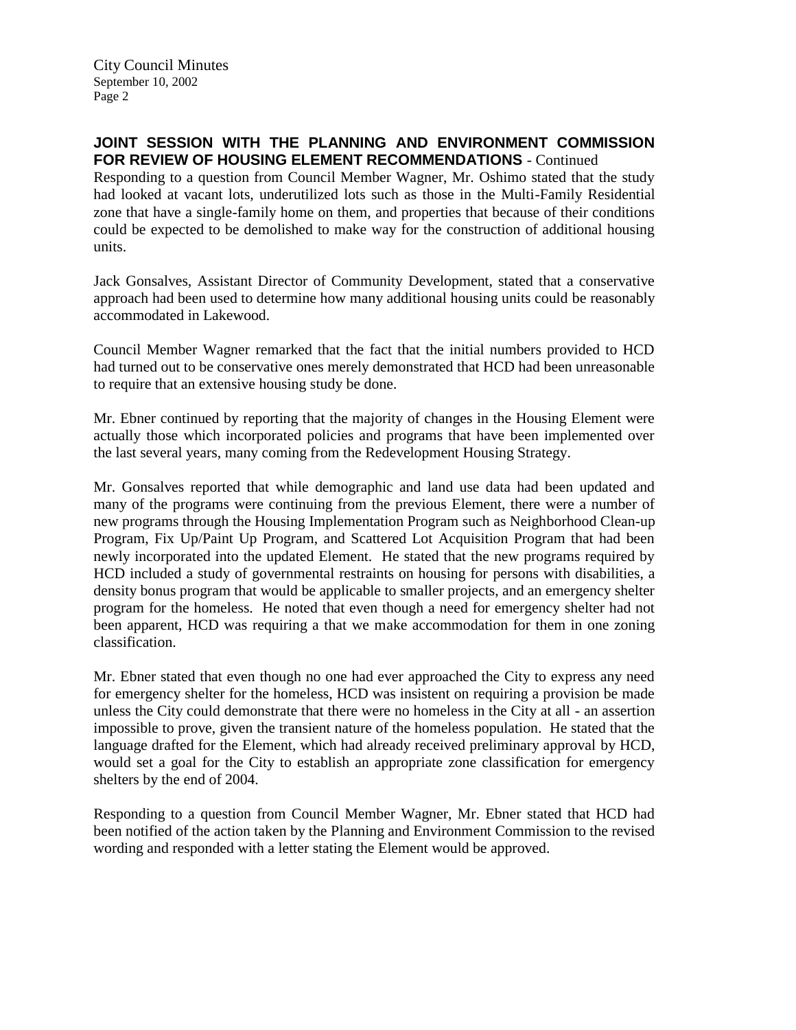**JOINT SESSION WITH THE PLANNING AND ENVIRONMENT COMMISSION FOR REVIEW OF HOUSING ELEMENT RECOMMENDATIONS** - Continued

Responding to a question from Council Member Wagner, Mr. Oshimo stated that the study had looked at vacant lots, underutilized lots such as those in the Multi-Family Residential zone that have a single-family home on them, and properties that because of their conditions could be expected to be demolished to make way for the construction of additional housing units.

Jack Gonsalves, Assistant Director of Community Development, stated that a conservative approach had been used to determine how many additional housing units could be reasonably accommodated in Lakewood.

Council Member Wagner remarked that the fact that the initial numbers provided to HCD had turned out to be conservative ones merely demonstrated that HCD had been unreasonable to require that an extensive housing study be done.

Mr. Ebner continued by reporting that the majority of changes in the Housing Element were actually those which incorporated policies and programs that have been implemented over the last several years, many coming from the Redevelopment Housing Strategy.

Mr. Gonsalves reported that while demographic and land use data had been updated and many of the programs were continuing from the previous Element, there were a number of new programs through the Housing Implementation Program such as Neighborhood Clean-up Program, Fix Up/Paint Up Program, and Scattered Lot Acquisition Program that had been newly incorporated into the updated Element. He stated that the new programs required by HCD included a study of governmental restraints on housing for persons with disabilities, a density bonus program that would be applicable to smaller projects, and an emergency shelter program for the homeless. He noted that even though a need for emergency shelter had not been apparent, HCD was requiring a that we make accommodation for them in one zoning classification.

Mr. Ebner stated that even though no one had ever approached the City to express any need for emergency shelter for the homeless, HCD was insistent on requiring a provision be made unless the City could demonstrate that there were no homeless in the City at all - an assertion impossible to prove, given the transient nature of the homeless population. He stated that the language drafted for the Element, which had already received preliminary approval by HCD, would set a goal for the City to establish an appropriate zone classification for emergency shelters by the end of 2004.

Responding to a question from Council Member Wagner, Mr. Ebner stated that HCD had been notified of the action taken by the Planning and Environment Commission to the revised wording and responded with a letter stating the Element would be approved.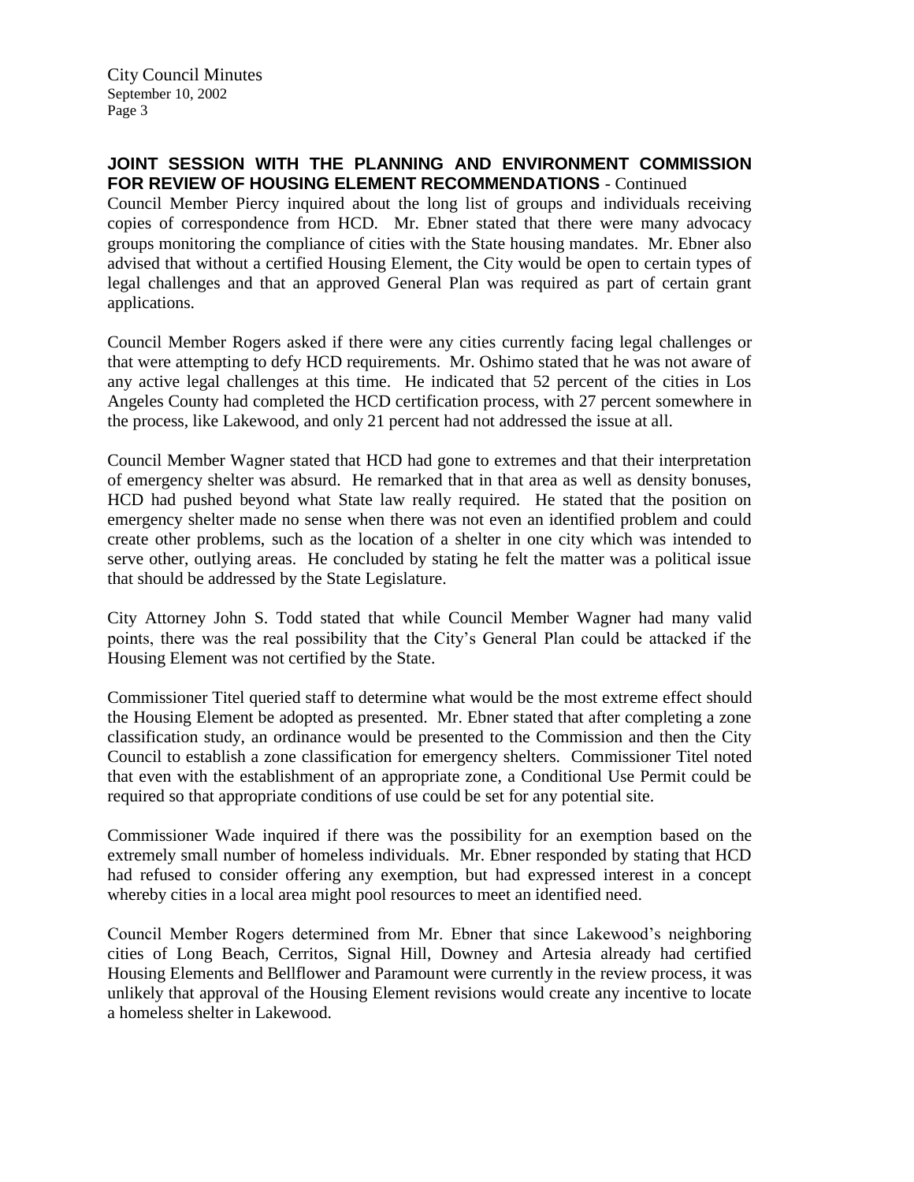**JOINT SESSION WITH THE PLANNING AND ENVIRONMENT COMMISSION FOR REVIEW OF HOUSING ELEMENT RECOMMENDATIONS** - Continued

Council Member Piercy inquired about the long list of groups and individuals receiving copies of correspondence from HCD. Mr. Ebner stated that there were many advocacy groups monitoring the compliance of cities with the State housing mandates. Mr. Ebner also advised that without a certified Housing Element, the City would be open to certain types of legal challenges and that an approved General Plan was required as part of certain grant applications.

Council Member Rogers asked if there were any cities currently facing legal challenges or that were attempting to defy HCD requirements. Mr. Oshimo stated that he was not aware of any active legal challenges at this time. He indicated that 52 percent of the cities in Los Angeles County had completed the HCD certification process, with 27 percent somewhere in the process, like Lakewood, and only 21 percent had not addressed the issue at all.

Council Member Wagner stated that HCD had gone to extremes and that their interpretation of emergency shelter was absurd. He remarked that in that area as well as density bonuses, HCD had pushed beyond what State law really required. He stated that the position on emergency shelter made no sense when there was not even an identified problem and could create other problems, such as the location of a shelter in one city which was intended to serve other, outlying areas. He concluded by stating he felt the matter was a political issue that should be addressed by the State Legislature.

City Attorney John S. Todd stated that while Council Member Wagner had many valid points, there was the real possibility that the City's General Plan could be attacked if the Housing Element was not certified by the State.

Commissioner Titel queried staff to determine what would be the most extreme effect should the Housing Element be adopted as presented. Mr. Ebner stated that after completing a zone classification study, an ordinance would be presented to the Commission and then the City Council to establish a zone classification for emergency shelters. Commissioner Titel noted that even with the establishment of an appropriate zone, a Conditional Use Permit could be required so that appropriate conditions of use could be set for any potential site.

Commissioner Wade inquired if there was the possibility for an exemption based on the extremely small number of homeless individuals. Mr. Ebner responded by stating that HCD had refused to consider offering any exemption, but had expressed interest in a concept whereby cities in a local area might pool resources to meet an identified need.

Council Member Rogers determined from Mr. Ebner that since Lakewood's neighboring cities of Long Beach, Cerritos, Signal Hill, Downey and Artesia already had certified Housing Elements and Bellflower and Paramount were currently in the review process, it was unlikely that approval of the Housing Element revisions would create any incentive to locate a homeless shelter in Lakewood.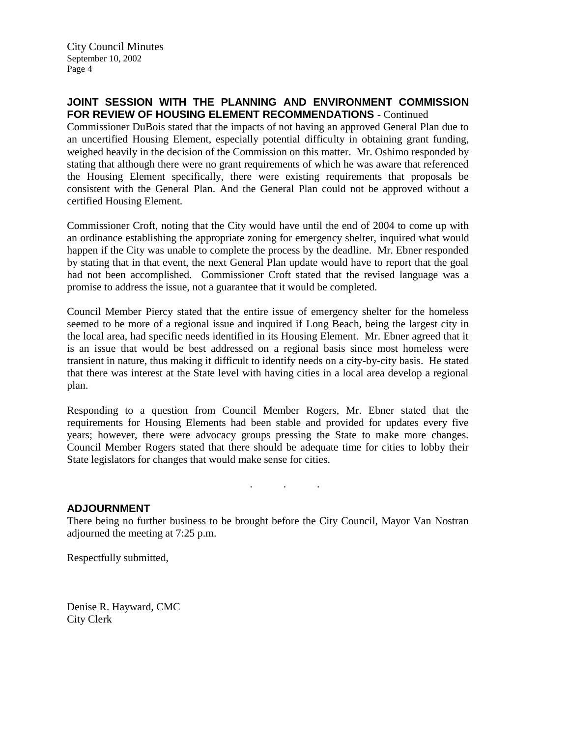## JOINT SESSION WITH THE PLANNING AND ENVIRONMENT COMMISSION FOR REVIEW OF HOUSING ELEMENT RECOMMENDATIONS - Continued

Commissioner DuBois stated that the impacts of not having an approved General Plan due to an uncertified Housing Element, especially potential difficulty in obtaining grant funding, weighed heavily in the decision of the Commission on this matter. Mr. Oshimo responded by stating that although there were no grant requirements of which he was aware that referenced the Housing Element specifically, there were existing requirements that proposals be consistent with the General Plan. And the General Plan could not be approved without a certified Housing Element.

Commissioner Croft, noting that the City would have until the end of 2004 to come up with an ordinance establishing the appropriate zoning for emergency shelter, inquired what would happen if the City was unable to complete the process by the deadline. Mr. Ebner responded by stating that in that event, the next General Plan update would have to report that the goal had not been accomplished. Commissioner Croft stated that the revised language was a promise to address the issue, not a guarantee that it would be completed.

Council Member Piercy stated that the entire issue of emergency shelter for the homeless seemed to be more of a regional issue and inquired if Long Beach, being the largest city in the local area, had specific needs identified in its Housing Element. Mr. Ebner agreed that it is an issue that would be best addressed on a regional basis since most homeless were transient in nature, thus making it difficult to identify needs on a city-by-city basis. He stated that there was interest at the State level with having cities in a local area develop a regional plan.

Responding to a question from Council Member Rogers, Mr. Ebner stated that the requirements for Housing Elements had been stable and provided for updates every five years; however, there were advocacy groups pressing the State to make more changes. Council Member Rogers stated that there should be adequate time for cities to lobby their State legislators for changes that would make sense for cities.

. . .

## ADJOURNMENT

There being no further business to be brought before the City Council, Mayor Van Nostran adjourned the meeting at 7:25 p.m.

Respectfully submitted,

Denise R. Hayward, CMC
City Clerk